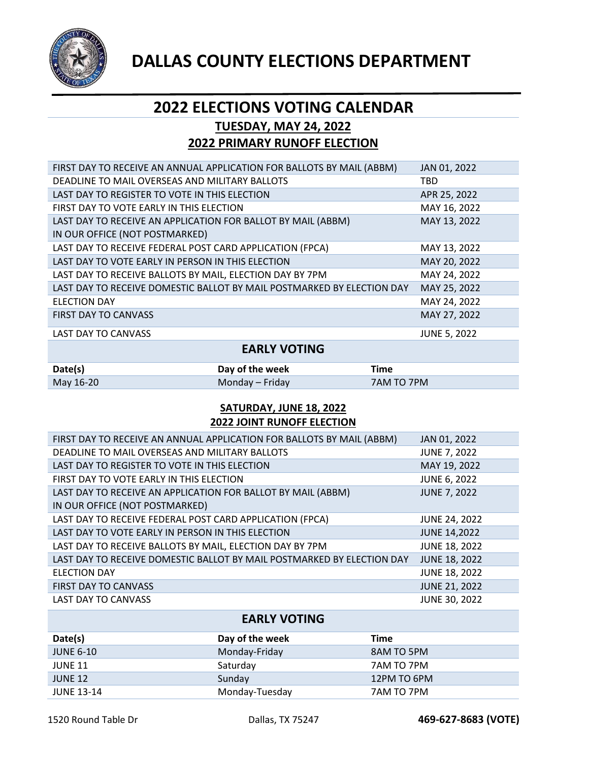# DALLAS COUNTY ELECTIONS DEPARTMENT

## 2022 ELECTIONS VOTING CALENDAR

### TUESDAY, MAY 24, 2022

### 2022 PRIMARY RUNOFF ELECTION

| | |
|---|---|
| FIRST DAY TO RECEIVE AN ANNUAL APPLICATION FOR BALLOTS BY MAIL (ABBM) | JAN 01, 2022 |
| DEADLINE TO MAIL OVERSEAS AND MILITARY BALLOTS | TBD |
| LAST DAY TO REGISTER TO VOTE IN THIS ELECTION | APR 25, 2022 |
| FIRST DAY TO VOTE EARLY IN THIS ELECTION | MAY 16, 2022 |
| LAST DAY TO RECEIVE AN APPLICATION FOR BALLOT BY MAIL (ABBM) IN OUR OFFICE (NOT POSTMARKED) | MAY 13, 2022 |
| LAST DAY TO RECEIVE FEDERAL POST CARD APPLICATION (FPCA) | MAY 13, 2022 |
| LAST DAY TO VOTE EARLY IN PERSON IN THIS ELECTION | MAY 20, 2022 |
| LAST DAY TO RECEIVE BALLOTS BY MAIL, ELECTION DAY BY 7PM | MAY 24, 2022 |
| LAST DAY TO RECEIVE DOMESTIC BALLOT BY MAIL POSTMARKED BY ELECTION DAY | MAY 25, 2022 |
| ELECTION DAY | MAY 24, 2022 |
| FIRST DAY TO CANVASS | MAY 27, 2022 |
| LAST DAY TO CANVASS | JUNE 5, 2022 |

**EARLY VOTING**

| Date(s) | Day of the week | Time |
|---|---|---|
| May 16-20 | Monday – Friday | 7AM TO 7PM |

### SATURDAY, JUNE 18, 2022

### 2022 JOINT RUNOFF ELECTION

| | |
|---|---|
| FIRST DAY TO RECEIVE AN ANNUAL APPLICATION FOR BALLOTS BY MAIL (ABBM) | JAN 01, 2022 |
| DEADLINE TO MAIL OVERSEAS AND MILITARY BALLOTS | JUNE 7, 2022 |
| LAST DAY TO REGISTER TO VOTE IN THIS ELECTION | MAY 19, 2022 |
| FIRST DAY TO VOTE EARLY IN THIS ELECTION | JUNE 6, 2022 |
| LAST DAY TO RECEIVE AN APPLICATION FOR BALLOT BY MAIL (ABBM) IN OUR OFFICE (NOT POSTMARKED) | JUNE 7, 2022 |
| LAST DAY TO RECEIVE FEDERAL POST CARD APPLICATION (FPCA) | JUNE 24, 2022 |
| LAST DAY TO VOTE EARLY IN PERSON IN THIS ELECTION | JUNE 14,2022 |
| LAST DAY TO RECEIVE BALLOTS BY MAIL, ELECTION DAY BY 7PM | JUNE 18, 2022 |
| LAST DAY TO RECEIVE DOMESTIC BALLOT BY MAIL POSTMARKED BY ELECTION DAY | JUNE 18, 2022 |
| ELECTION DAY | JUNE 18, 2022 |
| FIRST DAY TO CANVASS | JUNE 21, 2022 |
| LAST DAY TO CANVASS | JUNE 30, 2022 |

**EARLY VOTING**

| Date(s) | Day of the week | Time |
|---|---|---|
| JUNE 6-10 | Monday-Friday | 8AM TO 5PM |
| JUNE 11 | Saturday | 7AM TO 7PM |
| JUNE 12 | Sunday | 12PM TO 6PM |
| JUNE 13-14 | Monday-Tuesday | 7AM TO 7PM |

1520 Round Table Dr Dallas, TX 75247 **469-627-8683 (VOTE)**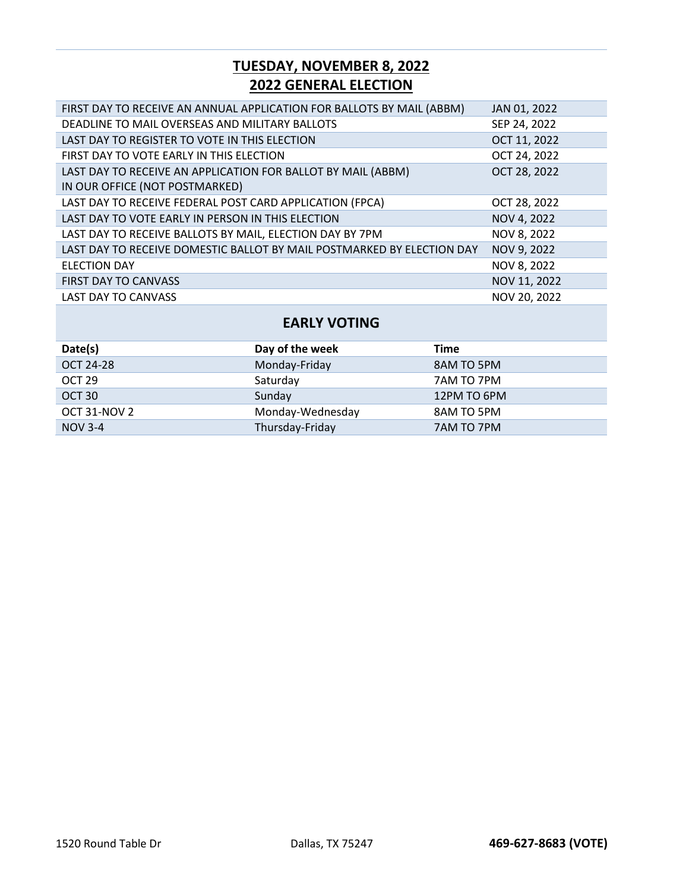# TUESDAY, NOVEMBER 8, 2022
# 2022 GENERAL ELECTION

| | |
|---|---|
| FIRST DAY TO RECEIVE AN ANNUAL APPLICATION FOR BALLOTS BY MAIL (ABBM) | JAN 01, 2022 |
| DEADLINE TO MAIL OVERSEAS AND MILITARY BALLOTS | SEP 24, 2022 |
| LAST DAY TO REGISTER TO VOTE IN THIS ELECTION | OCT 11, 2022 |
| FIRST DAY TO VOTE EARLY IN THIS ELECTION | OCT 24, 2022 |
| LAST DAY TO RECEIVE AN APPLICATION FOR BALLOT BY MAIL (ABBM) IN OUR OFFICE (NOT POSTMARKED) | OCT 28, 2022 |
| LAST DAY TO RECEIVE FEDERAL POST CARD APPLICATION (FPCA) | OCT 28, 2022 |
| LAST DAY TO VOTE EARLY IN PERSON IN THIS ELECTION | NOV 4, 2022 |
| LAST DAY TO RECEIVE BALLOTS BY MAIL, ELECTION DAY BY 7PM | NOV 8, 2022 |
| LAST DAY TO RECEIVE DOMESTIC BALLOT BY MAIL POSTMARKED BY ELECTION DAY | NOV 9, 2022 |
| ELECTION DAY | NOV 8, 2022 |
| FIRST DAY TO CANVASS | NOV 11, 2022 |
| LAST DAY TO CANVASS | NOV 20, 2022 |

## EARLY VOTING

| Date(s) | Day of the week | Time |
|---|---|---|
| OCT 24-28 | Monday-Friday | 8AM TO 5PM |
| OCT 29 | Saturday | 7AM TO 7PM |
| OCT 30 | Sunday | 12PM TO 6PM |
| OCT 31-NOV 2 | Monday-Wednesday | 8AM TO 5PM |
| NOV 3-4 | Thursday-Friday | 7AM TO 7PM |

1520 Round Table Dr Dallas, TX 75247 **469-627-8683 (VOTE)**